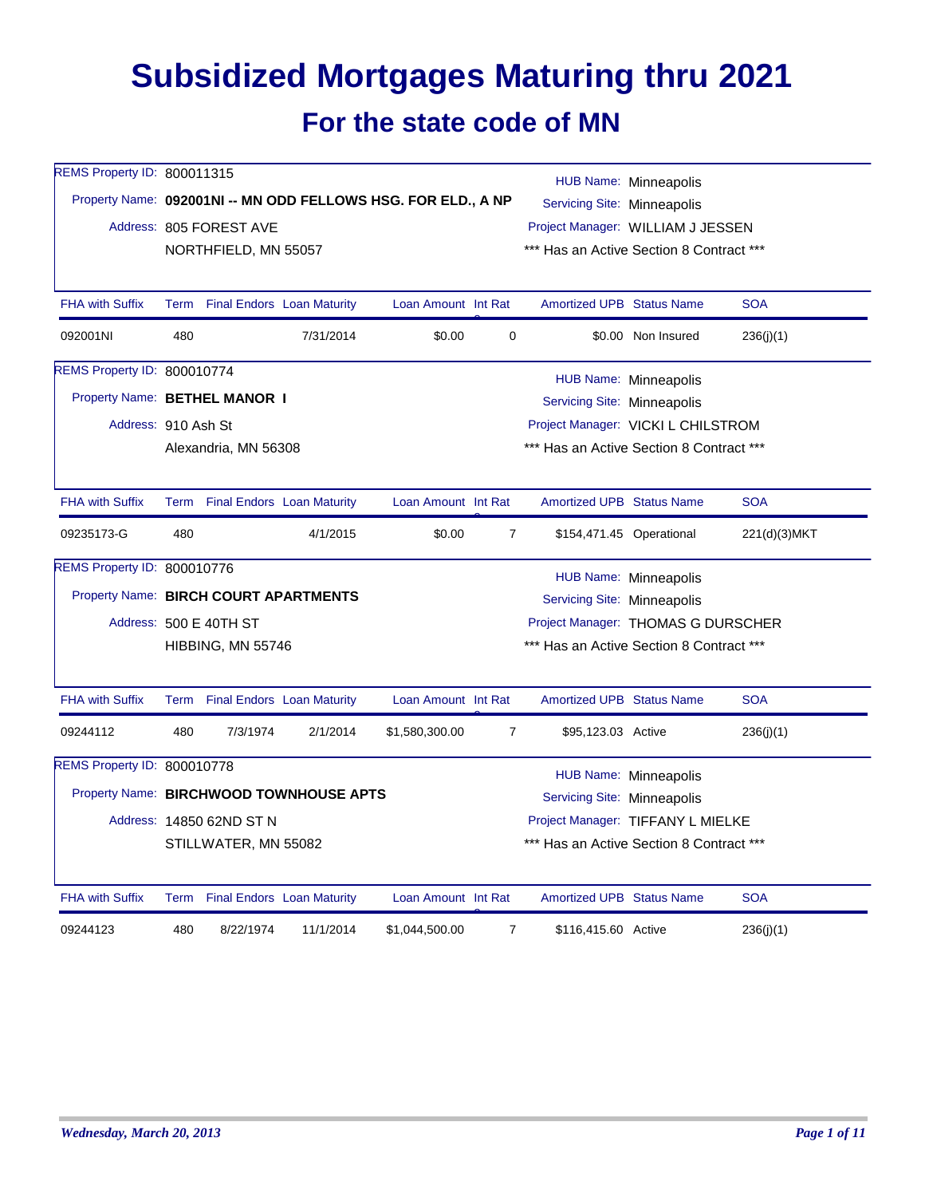# Subsidized Mortgages Maturing thru 2021

## For the state code of MN

REMS Property ID: 800011315
Property Name: **092001NI -- MN ODD FELLOWS HSG. FOR ELD., A NP**
Address: 805 FOREST AVE
NORTHFIELD, MN 55057

HUB Name: Minneapolis
Servicing Site: Minneapolis
Project Manager: WILLIAM J JESSEN
\*\*\* Has an Active Section 8 Contract \*\*\*

| FHA with Suffix | Term | Final Endors | Loan Maturity | Loan Amount | Int Rate | Amortized UPB | Status Name | SOA |
|---|---|---|---|---|---|---|---|---|
| 092001NI | 480 | | 7/31/2014 | $0.00 | 0 | $0.00 | Non Insured | 236(j)(1) |

REMS Property ID: 800010774
Property Name: **BETHEL MANOR I**
Address: 910 Ash St
Alexandria, MN 56308

HUB Name: Minneapolis
Servicing Site: Minneapolis
Project Manager: VICKI L CHILSTROM
\*\*\* Has an Active Section 8 Contract \*\*\*

| FHA with Suffix | Term | Final Endors | Loan Maturity | Loan Amount | Int Rate | Amortized UPB | Status Name | SOA |
|---|---|---|---|---|---|---|---|---|
| 09235173-G | 480 | | 4/1/2015 | $0.00 | 7 | $154,471.45 | Operational | 221(d)(3)MKT |

REMS Property ID: 800010776
Property Name: **BIRCH COURT APARTMENTS**
Address: 500 E 40TH ST
HIBBING, MN 55746

HUB Name: Minneapolis
Servicing Site: Minneapolis
Project Manager: THOMAS G DURSCHER
\*\*\* Has an Active Section 8 Contract \*\*\*

| FHA with Suffix | Term | Final Endors | Loan Maturity | Loan Amount | Int Rate | Amortized UPB | Status Name | SOA |
|---|---|---|---|---|---|---|---|---|
| 09244112 | 480 | 7/3/1974 | 2/1/2014 | $1,580,300.00 | 7 | $95,123.03 | Active | 236(j)(1) |

REMS Property ID: 800010778
Property Name: **BIRCHWOOD TOWNHOUSE APTS**
Address: 14850 62ND ST N
STILLWATER, MN 55082

HUB Name: Minneapolis
Servicing Site: Minneapolis
Project Manager: TIFFANY L MIELKE
\*\*\* Has an Active Section 8 Contract \*\*\*

| FHA with Suffix | Term | Final Endors | Loan Maturity | Loan Amount | Int Rate | Amortized UPB | Status Name | SOA |
|---|---|---|---|---|---|---|---|---|
| 09244123 | 480 | 8/22/1974 | 11/1/2014 | $1,044,500.00 | 7 | $116,415.60 | Active | 236(j)(1) |

*Wednesday, March 20, 2013*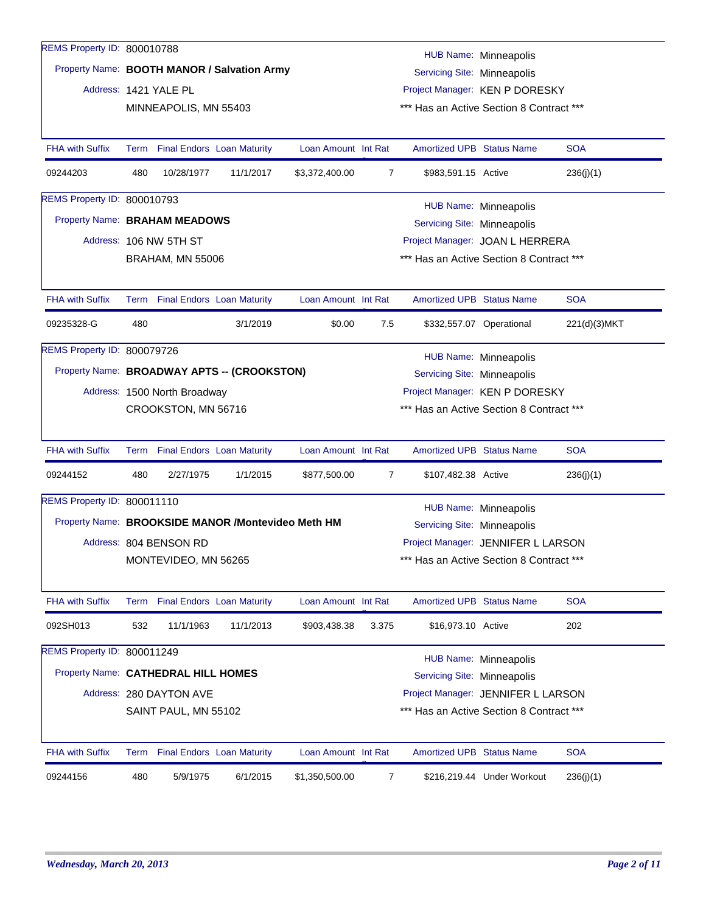REMS Property ID: 800010788

Property Name: **BOOTH MANOR / Salvation Army**

Address: 1421 YALE PL
MINNEAPOLIS, MN 55403

HUB Name: Minneapolis
Servicing Site: Minneapolis
Project Manager: KEN P DORESKY
*** Has an Active Section 8 Contract ***

| FHA with Suffix | Term | Final Endors | Loan Maturity | Loan Amount | Int Rate | Amortized UPB | Status Name | SOA |
|---|---|---|---|---|---|---|---|---|
| 09244203 | 480 | 10/28/1977 | 11/1/2017 | $3,372,400.00 | 7 | $983,591.15 | Active | 236(j)(1) |

REMS Property ID: 800010793

Property Name: **BRAHAM MEADOWS**

Address: 106 NW 5TH ST
BRAHAM, MN 55006

HUB Name: Minneapolis
Servicing Site: Minneapolis
Project Manager: JOAN L HERRERA
*** Has an Active Section 8 Contract ***

| FHA with Suffix | Term | Final Endors | Loan Maturity | Loan Amount | Int Rate | Amortized UPB | Status Name | SOA |
|---|---|---|---|---|---|---|---|---|
| 09235328-G | 480 | | 3/1/2019 | $0.00 | 7.5 | $332,557.07 | Operational | 221(d)(3)MKT |

REMS Property ID: 800079726

Property Name: **BROADWAY APTS -- (CROOKSTON)**

Address: 1500 North Broadway
CROOKSTON, MN 56716

HUB Name: Minneapolis
Servicing Site: Minneapolis
Project Manager: KEN P DORESKY
*** Has an Active Section 8 Contract ***

| FHA with Suffix | Term | Final Endors | Loan Maturity | Loan Amount | Int Rate | Amortized UPB | Status Name | SOA |
|---|---|---|---|---|---|---|---|---|
| 09244152 | 480 | 2/27/1975 | 1/1/2015 | $877,500.00 | 7 | $107,482.38 | Active | 236(j)(1) |

REMS Property ID: 800011110

Property Name: **BROOKSIDE MANOR /Montevideo Meth HM**

Address: 804 BENSON RD
MONTEVIDEO, MN 56265

HUB Name: Minneapolis
Servicing Site: Minneapolis
Project Manager: JENNIFER L LARSON
*** Has an Active Section 8 Contract ***

| FHA with Suffix | Term | Final Endors | Loan Maturity | Loan Amount | Int Rate | Amortized UPB | Status Name | SOA |
|---|---|---|---|---|---|---|---|---|
| 092SH013 | 532 | 11/1/1963 | 11/1/2013 | $903,438.38 | 3.375 | $16,973.10 | Active | 202 |

REMS Property ID: 800011249

Property Name: **CATHEDRAL HILL HOMES**

Address: 280 DAYTON AVE
SAINT PAUL, MN 55102

HUB Name: Minneapolis
Servicing Site: Minneapolis
Project Manager: JENNIFER L LARSON
*** Has an Active Section 8 Contract ***

| FHA with Suffix | Term | Final Endors | Loan Maturity | Loan Amount | Int Rate | Amortized UPB | Status Name | SOA |
|---|---|---|---|---|---|---|---|---|
| 09244156 | 480 | 5/9/1975 | 6/1/2015 | $1,350,500.00 | 7 | $216,219.44 | Under Workout | 236(j)(1) |

*Wednesday, March 20, 2013*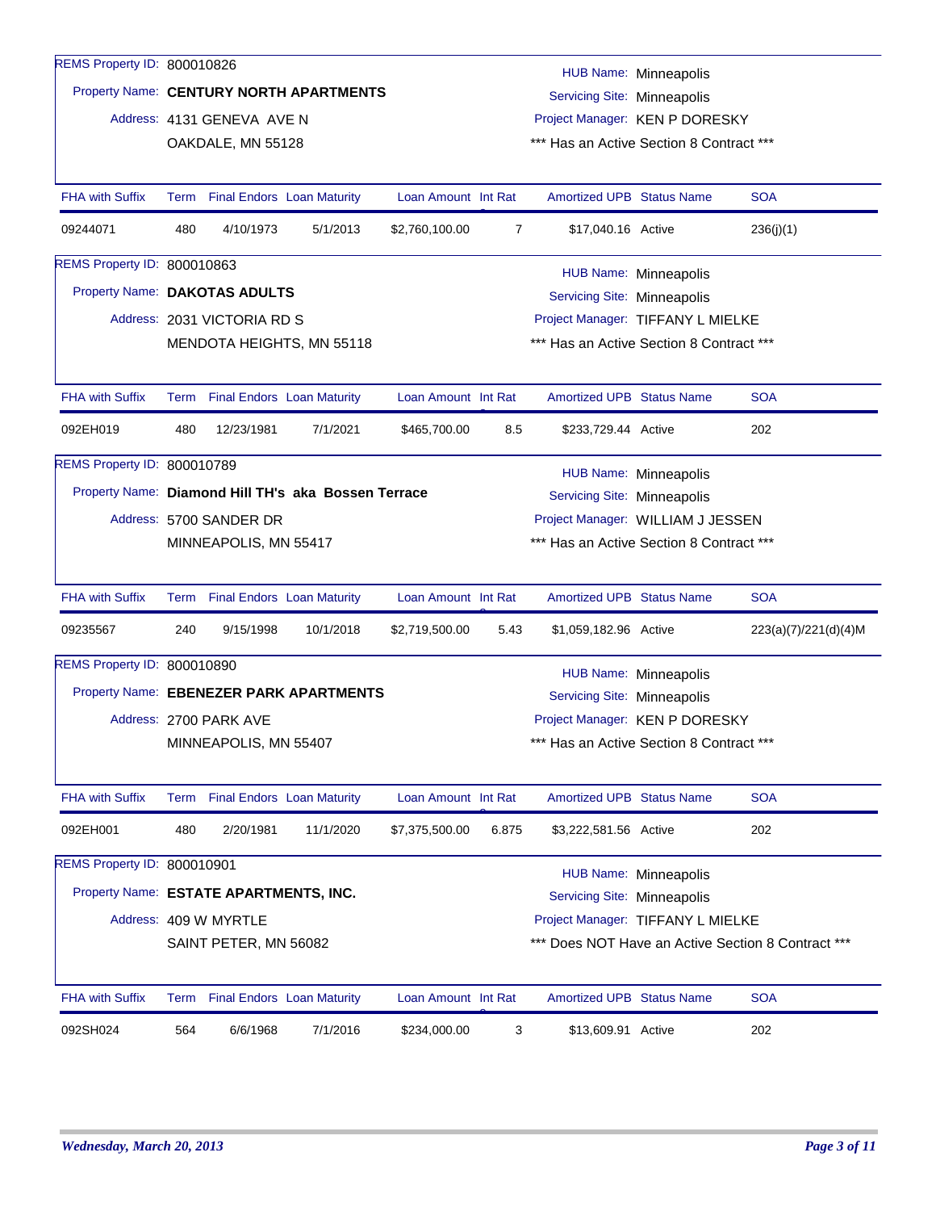REMS Property ID: 800010826

Property Name: **CENTURY NORTH APARTMENTS**

Address: 4131 GENEVA AVE N

OAKDALE, MN 55128

HUB Name: Minneapolis

Servicing Site: Minneapolis

Project Manager: KEN P DORESKY

*** Has an Active Section 8 Contract ***

| FHA with Suffix | Term | Final Endors | Loan Maturity | Loan Amount | Int Rat | Amortized UPB | Status Name | SOA |
|---|---|---|---|---|---|---|---|---|
| 09244071 | 480 | 4/10/1973 | 5/1/2013 | $2,760,100.00 | 7 | $17,040.16 | Active | 236(j)(1) |

REMS Property ID: 800010863

Property Name: **DAKOTAS ADULTS**

Address: 2031 VICTORIA RD S

MENDOTA HEIGHTS, MN 55118

HUB Name: Minneapolis

Servicing Site: Minneapolis

Project Manager: TIFFANY L MIELKE

*** Has an Active Section 8 Contract ***

| FHA with Suffix | Term | Final Endors | Loan Maturity | Loan Amount | Int Rat | Amortized UPB | Status Name | SOA |
|---|---|---|---|---|---|---|---|---|
| 092EH019 | 480 | 12/23/1981 | 7/1/2021 | $465,700.00 | 8.5 | $233,729.44 | Active | 202 |

REMS Property ID: 800010789

Property Name: **Diamond Hill TH's aka Bossen Terrace**

Address: 5700 SANDER DR

MINNEAPOLIS, MN 55417

HUB Name: Minneapolis

Servicing Site: Minneapolis

Project Manager: WILLIAM J JESSEN

*** Has an Active Section 8 Contract ***

| FHA with Suffix | Term | Final Endors | Loan Maturity | Loan Amount | Int Rat | Amortized UPB | Status Name | SOA |
|---|---|---|---|---|---|---|---|---|
| 09235567 | 240 | 9/15/1998 | 10/1/2018 | $2,719,500.00 | 5.43 | $1,059,182.96 | Active | 223(a)(7)/221(d)(4)M |

REMS Property ID: 800010890

Property Name: **EBENEZER PARK APARTMENTS**

Address: 2700 PARK AVE

MINNEAPOLIS, MN 55407

HUB Name: Minneapolis

Servicing Site: Minneapolis

Project Manager: KEN P DORESKY

*** Has an Active Section 8 Contract ***

| FHA with Suffix | Term | Final Endors | Loan Maturity | Loan Amount | Int Rat | Amortized UPB | Status Name | SOA |
|---|---|---|---|---|---|---|---|---|
| 092EH001 | 480 | 2/20/1981 | 11/1/2020 | $7,375,500.00 | 6.875 | $3,222,581.56 | Active | 202 |

REMS Property ID: 800010901

Property Name: **ESTATE APARTMENTS, INC.**

Address: 409 W MYRTLE

SAINT PETER, MN 56082

HUB Name: Minneapolis

Servicing Site: Minneapolis

Project Manager: TIFFANY L MIELKE

*** Does NOT Have an Active Section 8 Contract ***

| FHA with Suffix | Term | Final Endors | Loan Maturity | Loan Amount | Int Rat | Amortized UPB | Status Name | SOA |
|---|---|---|---|---|---|---|---|---|
| 092SH024 | 564 | 6/6/1968 | 7/1/2016 | $234,000.00 | 3 | $13,609.91 | Active | 202 |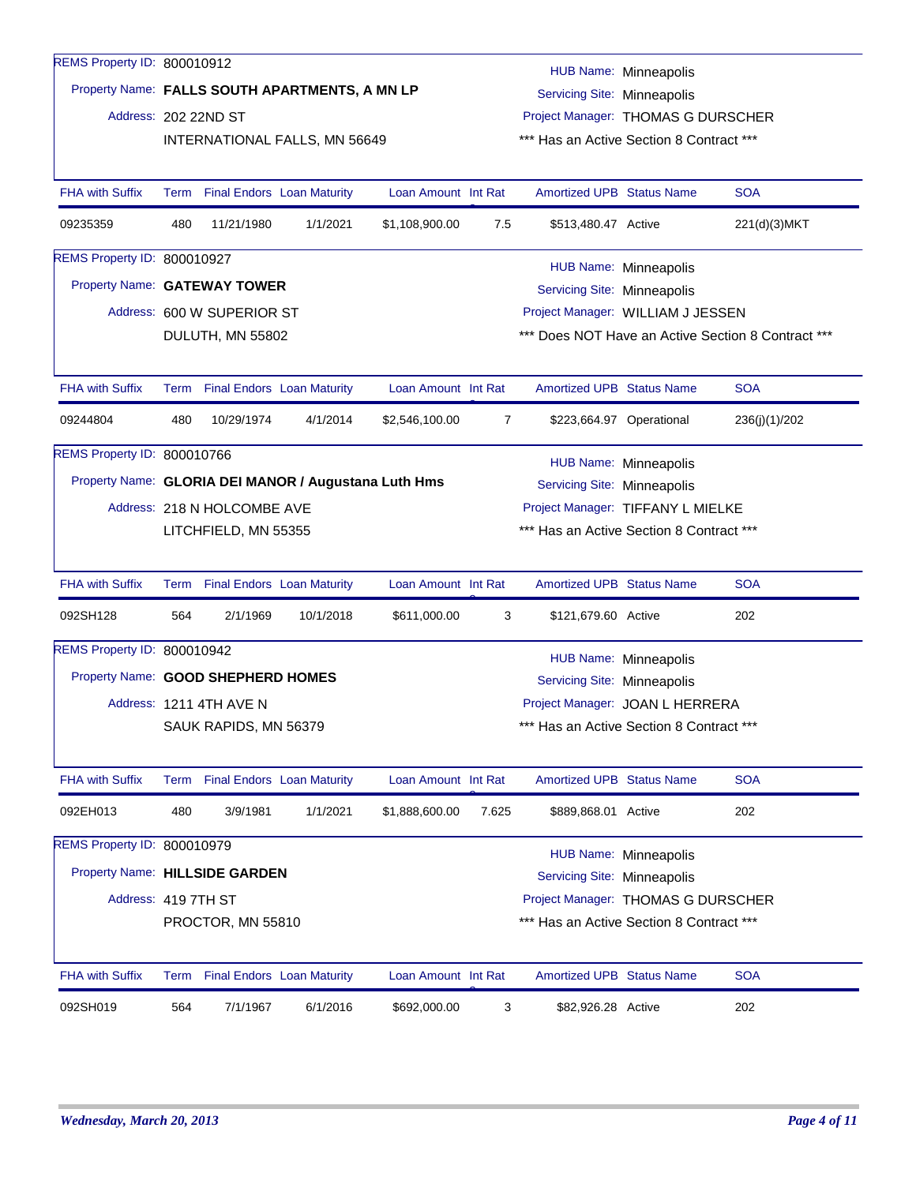REMS Property ID: 800010912
Property Name: **FALLS SOUTH APARTMENTS, A MN LP**
Address: 202 22ND ST
INTERNATIONAL FALLS, MN 56649

HUB Name: Minneapolis
Servicing Site: Minneapolis
Project Manager: THOMAS G DURSCHER
*** Has an Active Section 8 Contract ***

| FHA with Suffix | Term | Final Endors | Loan Maturity | Loan Amount | Int Rat | Amortized UPB | Status Name | SOA |
|---|---|---|---|---|---|---|---|---|
| 09235359 | 480 | 11/21/1980 | 1/1/2021 | $1,108,900.00 | 7.5 | $513,480.47 | Active | 221(d)(3)MKT |

REMS Property ID: 800010927
Property Name: **GATEWAY TOWER**
Address: 600 W SUPERIOR ST
DULUTH, MN 55802

HUB Name: Minneapolis
Servicing Site: Minneapolis
Project Manager: WILLIAM J JESSEN
*** Does NOT Have an Active Section 8 Contract ***

| FHA with Suffix | Term | Final Endors | Loan Maturity | Loan Amount | Int Rat | Amortized UPB | Status Name | SOA |
|---|---|---|---|---|---|---|---|---|
| 09244804 | 480 | 10/29/1974 | 4/1/2014 | $2,546,100.00 | 7 | $223,664.97 | Operational | 236(j)(1)/202 |

REMS Property ID: 800010766
Property Name: **GLORIA DEI MANOR / Augustana Luth Hms**
Address: 218 N HOLCOMBE AVE
LITCHFIELD, MN 55355

HUB Name: Minneapolis
Servicing Site: Minneapolis
Project Manager: TIFFANY L MIELKE
*** Has an Active Section 8 Contract ***

| FHA with Suffix | Term | Final Endors | Loan Maturity | Loan Amount | Int Rat | Amortized UPB | Status Name | SOA |
|---|---|---|---|---|---|---|---|---|
| 092SH128 | 564 | 2/1/1969 | 10/1/2018 | $611,000.00 | 3 | $121,679.60 | Active | 202 |

REMS Property ID: 800010942
Property Name: **GOOD SHEPHERD HOMES**
Address: 1211 4TH AVE N
SAUK RAPIDS, MN 56379

HUB Name: Minneapolis
Servicing Site: Minneapolis
Project Manager: JOAN L HERRERA
*** Has an Active Section 8 Contract ***

| FHA with Suffix | Term | Final Endors | Loan Maturity | Loan Amount | Int Rat | Amortized UPB | Status Name | SOA |
|---|---|---|---|---|---|---|---|---|
| 092EH013 | 480 | 3/9/1981 | 1/1/2021 | $1,888,600.00 | 7.625 | $889,868.01 | Active | 202 |

REMS Property ID: 800010979
Property Name: **HILLSIDE GARDEN**
Address: 419 7TH ST
PROCTOR, MN 55810

HUB Name: Minneapolis
Servicing Site: Minneapolis
Project Manager: THOMAS G DURSCHER
*** Has an Active Section 8 Contract ***

| FHA with Suffix | Term | Final Endors | Loan Maturity | Loan Amount | Int Rat | Amortized UPB | Status Name | SOA |
|---|---|---|---|---|---|---|---|---|
| 092SH019 | 564 | 7/1/1967 | 6/1/2016 | $692,000.00 | 3 | $82,926.28 | Active | 202 |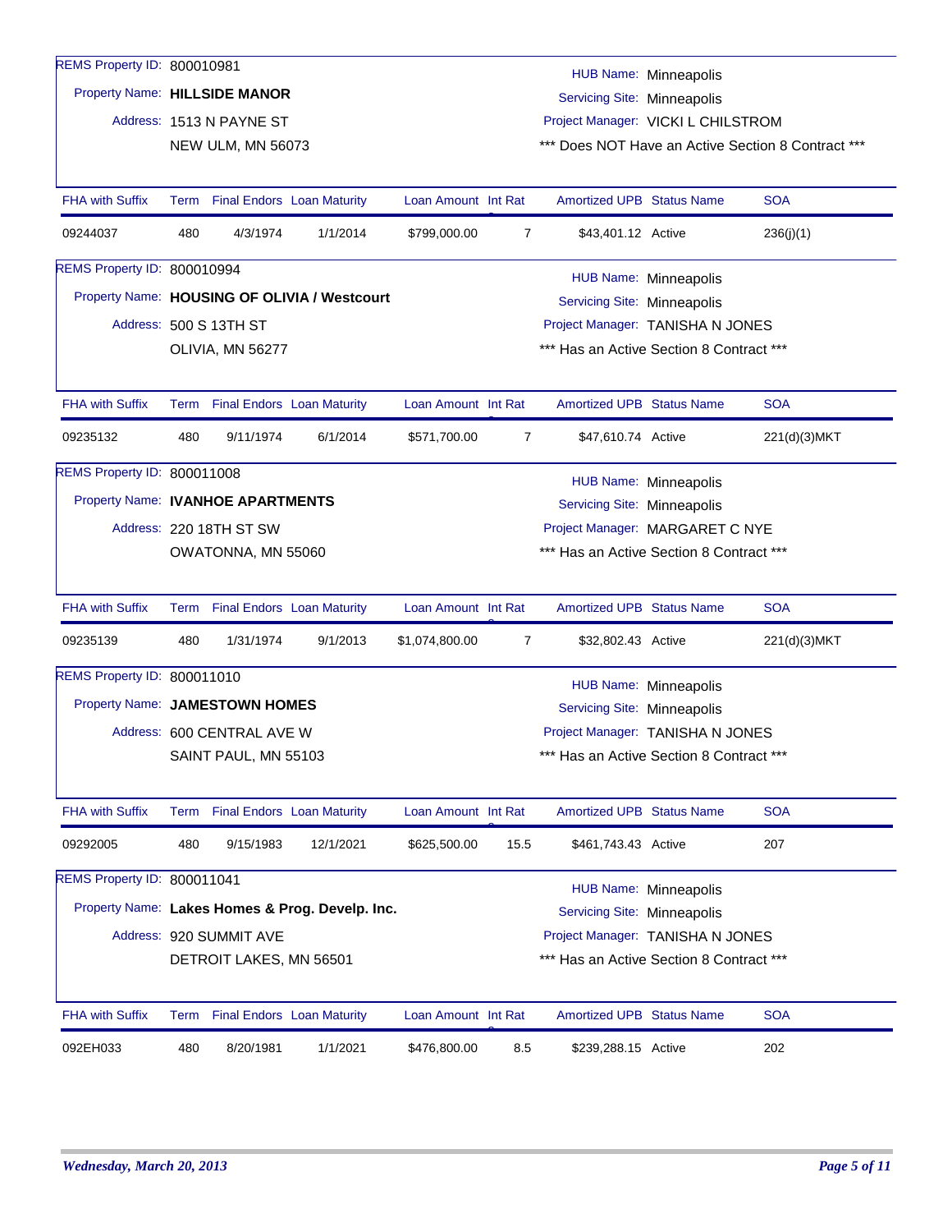REMS Property ID: 800010981

Property Name: **HILLSIDE MANOR**

Address: 1513 N PAYNE ST
NEW ULM, MN 56073

HUB Name: Minneapolis
Servicing Site: Minneapolis
Project Manager: VICKI L CHILSTROM
*** Does NOT Have an Active Section 8 Contract ***

| FHA with Suffix | Term | Final Endors | Loan Maturity | Loan Amount | Int Rate | Amortized UPB | Status Name | SOA |
|---|---|---|---|---|---|---|---|---|
| 09244037 | 480 | 4/3/1974 | 1/1/2014 | $799,000.00 | 7 | $43,401.12 | Active | 236(j)(1) |

REMS Property ID: 800010994

Property Name: **HOUSING OF OLIVIA / Westcourt**

Address: 500 S 13TH ST
OLIVIA, MN 56277

HUB Name: Minneapolis
Servicing Site: Minneapolis
Project Manager: TANISHA N JONES
*** Has an Active Section 8 Contract ***

| FHA with Suffix | Term | Final Endors | Loan Maturity | Loan Amount | Int Rate | Amortized UPB | Status Name | SOA |
|---|---|---|---|---|---|---|---|---|
| 09235132 | 480 | 9/11/1974 | 6/1/2014 | $571,700.00 | 7 | $47,610.74 | Active | 221(d)(3)MKT |

REMS Property ID: 800011008

Property Name: **IVANHOE APARTMENTS**

Address: 220 18TH ST SW
OWATONNA, MN 55060

HUB Name: Minneapolis
Servicing Site: Minneapolis
Project Manager: MARGARET C NYE
*** Has an Active Section 8 Contract ***

| FHA with Suffix | Term | Final Endors | Loan Maturity | Loan Amount | Int Rate | Amortized UPB | Status Name | SOA |
|---|---|---|---|---|---|---|---|---|
| 09235139 | 480 | 1/31/1974 | 9/1/2013 | $1,074,800.00 | 7 | $32,802.43 | Active | 221(d)(3)MKT |

REMS Property ID: 800011010

Property Name: **JAMESTOWN HOMES**

Address: 600 CENTRAL AVE W
SAINT PAUL, MN 55103

HUB Name: Minneapolis
Servicing Site: Minneapolis
Project Manager: TANISHA N JONES
*** Has an Active Section 8 Contract ***

| FHA with Suffix | Term | Final Endors | Loan Maturity | Loan Amount | Int Rate | Amortized UPB | Status Name | SOA |
|---|---|---|---|---|---|---|---|---|
| 09292005 | 480 | 9/15/1983 | 12/1/2021 | $625,500.00 | 15.5 | $461,743.43 | Active | 207 |

REMS Property ID: 800011041

Property Name: **Lakes Homes & Prog. Develp. Inc.**

Address: 920 SUMMIT AVE
DETROIT LAKES, MN 56501

HUB Name: Minneapolis
Servicing Site: Minneapolis
Project Manager: TANISHA N JONES
*** Has an Active Section 8 Contract ***

| FHA with Suffix | Term | Final Endors | Loan Maturity | Loan Amount | Int Rate | Amortized UPB | Status Name | SOA |
|---|---|---|---|---|---|---|---|---|
| 092EH033 | 480 | 8/20/1981 | 1/1/2021 | $476,800.00 | 8.5 | $239,288.15 | Active | 202 |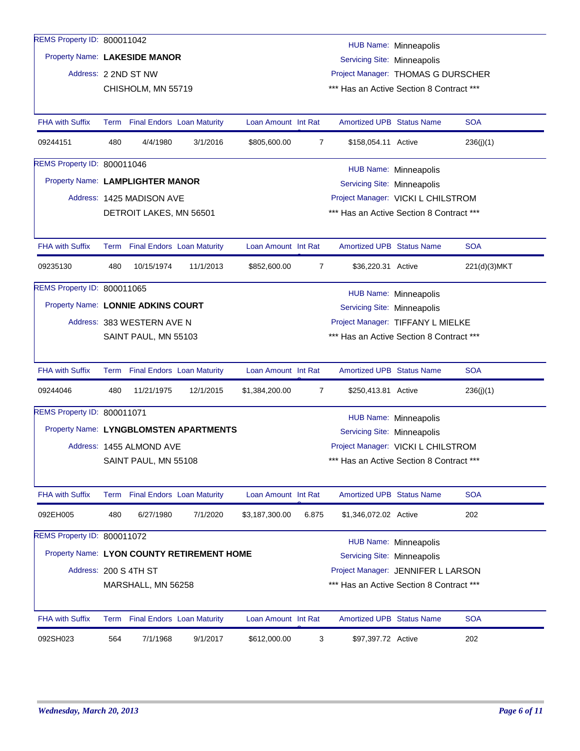**REMS Property ID:** 800011042

**Property Name:** **LAKESIDE MANOR**

**Address:** 2 2ND ST NW
CHISHOLM, MN 55719

**HUB Name:** Minneapolis
**Servicing Site:** Minneapolis
**Project Manager:** THOMAS G DURSCHER
\*\*\* Has an Active Section 8 Contract \*\*\*

| FHA with Suffix | Term | Final Endors | Loan Maturity | Loan Amount | Int Rate | Amortized UPB | Status Name | SOA |
|---|---|---|---|---|---|---|---|---|
| 09244151 | 480 | 4/4/1980 | 3/1/2016 | $805,600.00 | 7 | $158,054.11 | Active | 236(j)(1) |

**REMS Property ID:** 800011046

**Property Name:** **LAMPLIGHTER MANOR**

**Address:** 1425 MADISON AVE
DETROIT LAKES, MN 56501

**HUB Name:** Minneapolis
**Servicing Site:** Minneapolis
**Project Manager:** VICKI L CHILSTROM
\*\*\* Has an Active Section 8 Contract \*\*\*

| FHA with Suffix | Term | Final Endors | Loan Maturity | Loan Amount | Int Rate | Amortized UPB | Status Name | SOA |
|---|---|---|---|---|---|---|---|---|
| 09235130 | 480 | 10/15/1974 | 11/1/2013 | $852,600.00 | 7 | $36,220.31 | Active | 221(d)(3)MKT |

**REMS Property ID:** 800011065

**Property Name:** **LONNIE ADKINS COURT**

**Address:** 383 WESTERN AVE N
SAINT PAUL, MN 55103

**HUB Name:** Minneapolis
**Servicing Site:** Minneapolis
**Project Manager:** TIFFANY L MIELKE
\*\*\* Has an Active Section 8 Contract \*\*\*

| FHA with Suffix | Term | Final Endors | Loan Maturity | Loan Amount | Int Rate | Amortized UPB | Status Name | SOA |
|---|---|---|---|---|---|---|---|---|
| 09244046 | 480 | 11/21/1975 | 12/1/2015 | $1,384,200.00 | 7 | $250,413.81 | Active | 236(j)(1) |

**REMS Property ID:** 800011071

**Property Name:** **LYNGBLOMSTEN APARTMENTS**

**Address:** 1455 ALMOND AVE
SAINT PAUL, MN 55108

**HUB Name:** Minneapolis
**Servicing Site:** Minneapolis
**Project Manager:** VICKI L CHILSTROM
\*\*\* Has an Active Section 8 Contract \*\*\*

| FHA with Suffix | Term | Final Endors | Loan Maturity | Loan Amount | Int Rate | Amortized UPB | Status Name | SOA |
|---|---|---|---|---|---|---|---|---|
| 092EH005 | 480 | 6/27/1980 | 7/1/2020 | $3,187,300.00 | 6.875 | $1,346,072.02 | Active | 202 |

**REMS Property ID:** 800011072

**Property Name:** **LYON COUNTY RETIREMENT HOME**

**Address:** 200 S 4TH ST
MARSHALL, MN 56258

**HUB Name:** Minneapolis
**Servicing Site:** Minneapolis
**Project Manager:** JENNIFER L LARSON
\*\*\* Has an Active Section 8 Contract \*\*\*

| FHA with Suffix | Term | Final Endors | Loan Maturity | Loan Amount | Int Rate | Amortized UPB | Status Name | SOA |
|---|---|---|---|---|---|---|---|---|
| 092SH023 | 564 | 7/1/1968 | 9/1/2017 | $612,000.00 | 3 | $97,397.72 | Active | 202 |

*Wednesday, March 20, 2013*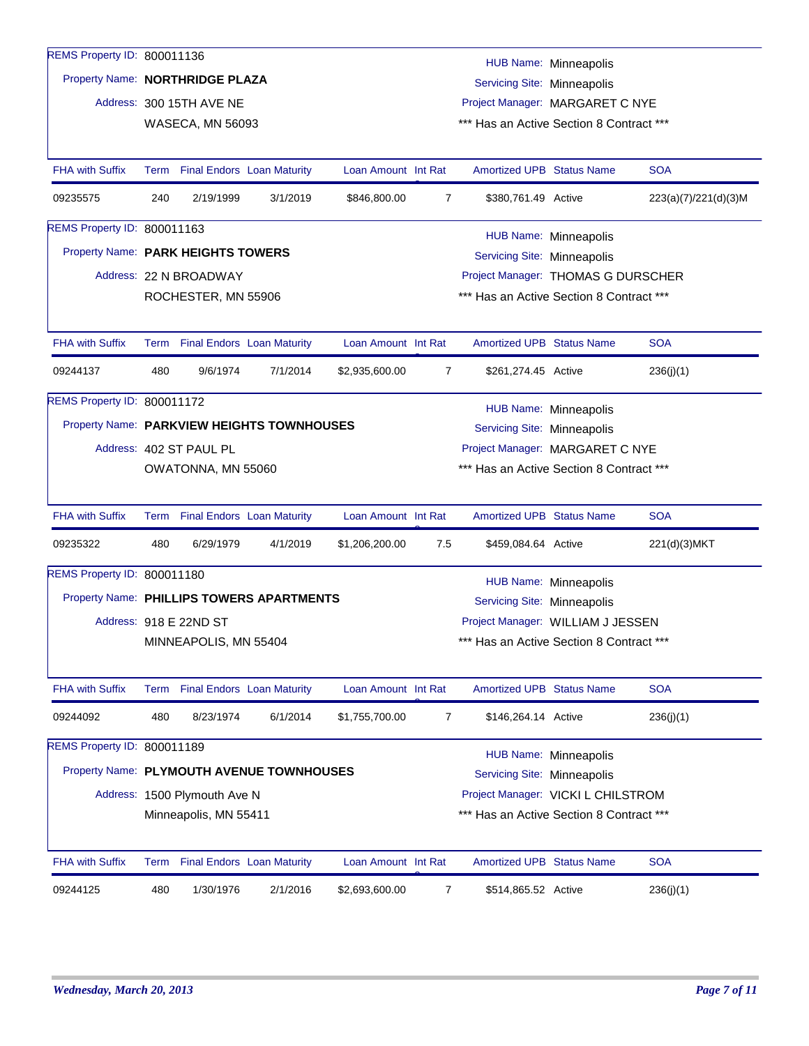REMS Property ID: 800011136

Property Name: **NORTHRIDGE PLAZA**

Address: 300 15TH AVE NE
WASECA, MN 56093

HUB Name: Minneapolis
Servicing Site: Minneapolis
Project Manager: MARGARET C NYE
*** Has an Active Section 8 Contract ***

| FHA with Suffix | Term | Final Endors | Loan Maturity | Loan Amount | Int Rat | Amortized UPB | Status Name | SOA |
|---|---|---|---|---|---|---|---|---|
| 09235575 | 240 | 2/19/1999 | 3/1/2019 | $846,800.00 | 7 | $380,761.49 | Active | 223(a)(7)/221(d)(3)M |

REMS Property ID: 800011163

Property Name: **PARK HEIGHTS TOWERS**

Address: 22 N BROADWAY
ROCHESTER, MN 55906

HUB Name: Minneapolis
Servicing Site: Minneapolis
Project Manager: THOMAS G DURSCHER
*** Has an Active Section 8 Contract ***

| FHA with Suffix | Term | Final Endors | Loan Maturity | Loan Amount | Int Rat | Amortized UPB | Status Name | SOA |
|---|---|---|---|---|---|---|---|---|
| 09244137 | 480 | 9/6/1974 | 7/1/2014 | $2,935,600.00 | 7 | $261,274.45 | Active | 236(j)(1) |

REMS Property ID: 800011172

Property Name: **PARKVIEW HEIGHTS TOWNHOUSES**

Address: 402 ST PAUL PL
OWATONNA, MN 55060

HUB Name: Minneapolis
Servicing Site: Minneapolis
Project Manager: MARGARET C NYE
*** Has an Active Section 8 Contract ***

| FHA with Suffix | Term | Final Endors | Loan Maturity | Loan Amount | Int Rat | Amortized UPB | Status Name | SOA |
|---|---|---|---|---|---|---|---|---|
| 09235322 | 480 | 6/29/1979 | 4/1/2019 | $1,206,200.00 | 7.5 | $459,084.64 | Active | 221(d)(3)MKT |

REMS Property ID: 800011180

Property Name: **PHILLIPS TOWERS APARTMENTS**

Address: 918 E 22ND ST
MINNEAPOLIS, MN 55404

HUB Name: Minneapolis
Servicing Site: Minneapolis
Project Manager: WILLIAM J JESSEN
*** Has an Active Section 8 Contract ***

| FHA with Suffix | Term | Final Endors | Loan Maturity | Loan Amount | Int Rat | Amortized UPB | Status Name | SOA |
|---|---|---|---|---|---|---|---|---|
| 09244092 | 480 | 8/23/1974 | 6/1/2014 | $1,755,700.00 | 7 | $146,264.14 | Active | 236(j)(1) |

REMS Property ID: 800011189

Property Name: **PLYMOUTH AVENUE TOWNHOUSES**

Address: 1500 Plymouth Ave N
Minneapolis, MN 55411

HUB Name: Minneapolis
Servicing Site: Minneapolis
Project Manager: VICKI L CHILSTROM
*** Has an Active Section 8 Contract ***

| FHA with Suffix | Term | Final Endors | Loan Maturity | Loan Amount | Int Rat | Amortized UPB | Status Name | SOA |
|---|---|---|---|---|---|---|---|---|
| 09244125 | 480 | 1/30/1976 | 2/1/2016 | $2,693,600.00 | 7 | $514,865.52 | Active | 236(j)(1) |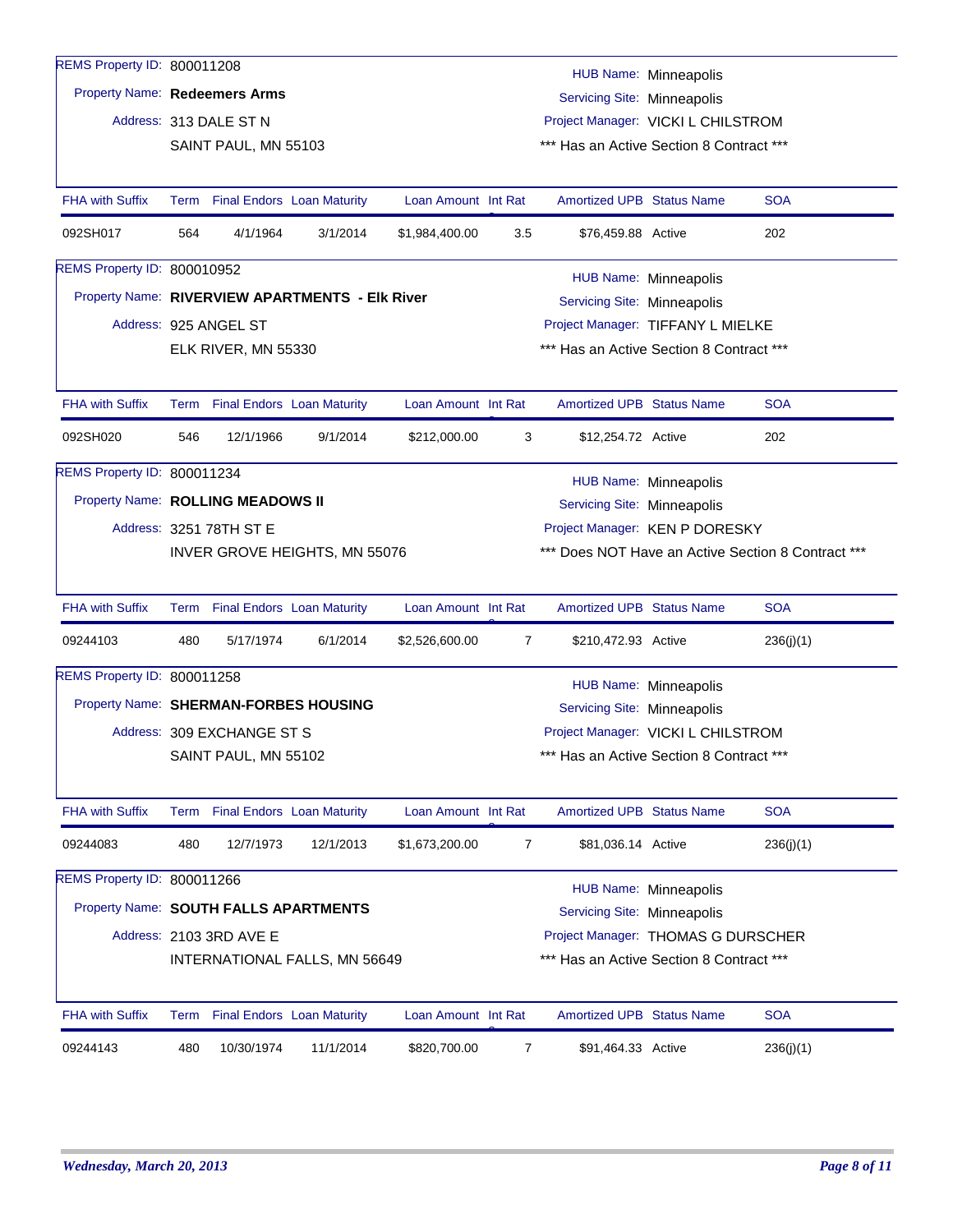REMS Property ID: 800011208

Property Name: **Redeemers Arms**

Address: 313 DALE ST N
SAINT PAUL, MN 55103

HUB Name: Minneapolis
Servicing Site: Minneapolis
Project Manager: VICKI L CHILSTROM
*** Has an Active Section 8 Contract ***

| FHA with Suffix | Term | Final Endors | Loan Maturity | Loan Amount | Int Rate | Amortized UPB | Status Name | SOA |
|---|---|---|---|---|---|---|---|---|
| 092SH017 | 564 | 4/1/1964 | 3/1/2014 | $1,984,400.00 | 3.5 | $76,459.88 | Active | 202 |

REMS Property ID: 800010952

Property Name: **RIVERVIEW APARTMENTS - Elk River**

Address: 925 ANGEL ST
ELK RIVER, MN 55330

HUB Name: Minneapolis
Servicing Site: Minneapolis
Project Manager: TIFFANY L MIELKE
*** Has an Active Section 8 Contract ***

| FHA with Suffix | Term | Final Endors | Loan Maturity | Loan Amount | Int Rate | Amortized UPB | Status Name | SOA |
|---|---|---|---|---|---|---|---|---|
| 092SH020 | 546 | 12/1/1966 | 9/1/2014 | $212,000.00 | 3 | $12,254.72 | Active | 202 |

REMS Property ID: 800011234

Property Name: **ROLLING MEADOWS II**

Address: 3251 78TH ST E
INVER GROVE HEIGHTS, MN 55076

HUB Name: Minneapolis
Servicing Site: Minneapolis
Project Manager: KEN P DORESKY
*** Does NOT Have an Active Section 8 Contract ***

| FHA with Suffix | Term | Final Endors | Loan Maturity | Loan Amount | Int Rate | Amortized UPB | Status Name | SOA |
|---|---|---|---|---|---|---|---|---|
| 09244103 | 480 | 5/17/1974 | 6/1/2014 | $2,526,600.00 | 7 | $210,472.93 | Active | 236(j)(1) |

REMS Property ID: 800011258

Property Name: **SHERMAN-FORBES HOUSING**

Address: 309 EXCHANGE ST S
SAINT PAUL, MN 55102

HUB Name: Minneapolis
Servicing Site: Minneapolis
Project Manager: VICKI L CHILSTROM
*** Has an Active Section 8 Contract ***

| FHA with Suffix | Term | Final Endors | Loan Maturity | Loan Amount | Int Rate | Amortized UPB | Status Name | SOA |
|---|---|---|---|---|---|---|---|---|
| 09244083 | 480 | 12/7/1973 | 12/1/2013 | $1,673,200.00 | 7 | $81,036.14 | Active | 236(j)(1) |

REMS Property ID: 800011266

Property Name: **SOUTH FALLS APARTMENTS**

Address: 2103 3RD AVE E
INTERNATIONAL FALLS, MN 56649

HUB Name: Minneapolis
Servicing Site: Minneapolis
Project Manager: THOMAS G DURSCHER
*** Has an Active Section 8 Contract ***

| FHA with Suffix | Term | Final Endors | Loan Maturity | Loan Amount | Int Rate | Amortized UPB | Status Name | SOA |
|---|---|---|---|---|---|---|---|---|
| 09244143 | 480 | 10/30/1974 | 11/1/2014 | $820,700.00 | 7 | $91,464.33 | Active | 236(j)(1) |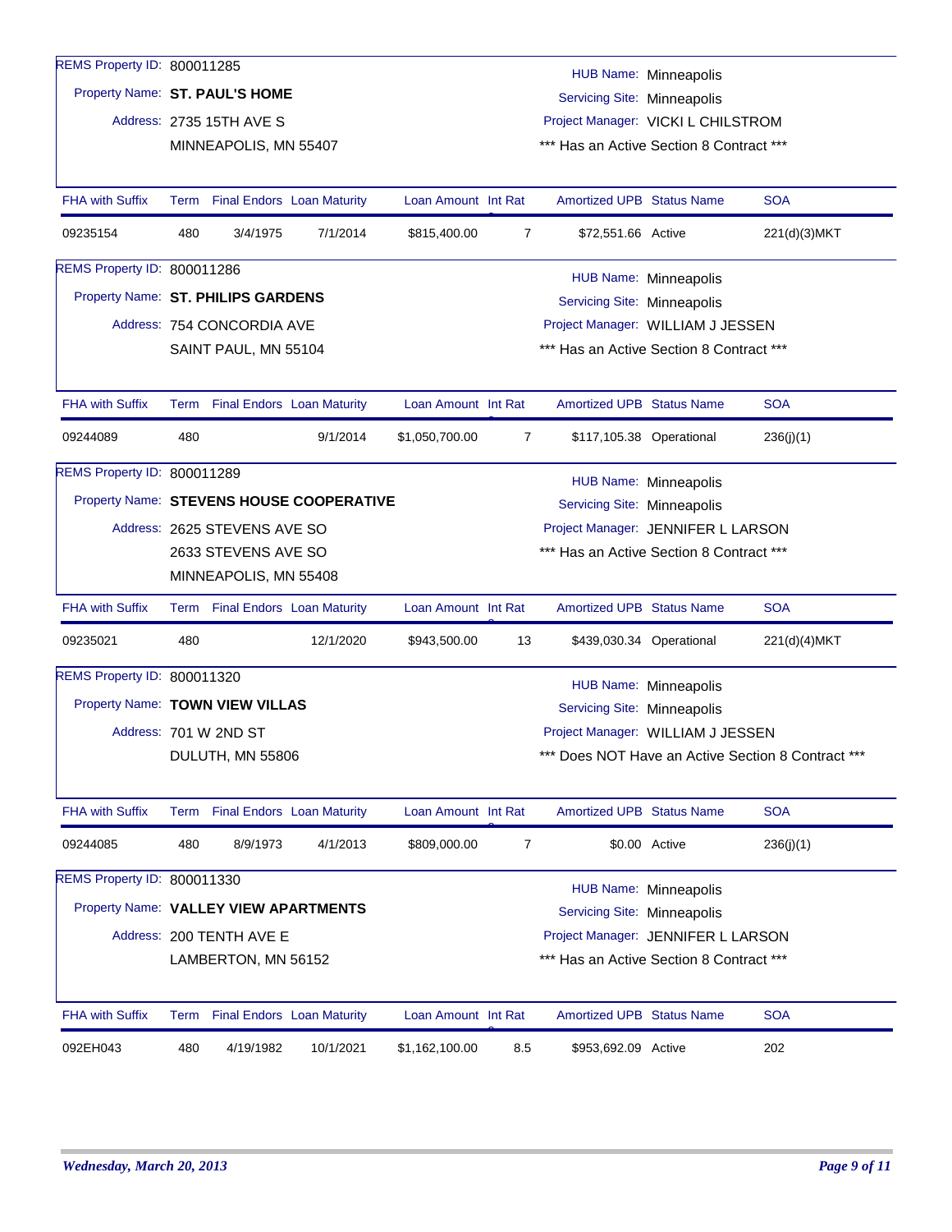REMS Property ID: 800011285

Property Name: **ST. PAUL'S HOME**

Address: 2735 15TH AVE S
MINNEAPOLIS, MN 55407

HUB Name: Minneapolis
Servicing Site: Minneapolis
Project Manager: VICKI L CHILSTROM
*** Has an Active Section 8 Contract ***

| FHA with Suffix | Term | Final Endors | Loan Maturity | Loan Amount | Int Rat | Amortized UPB | Status Name | SOA |
|---|---|---|---|---|---|---|---|---|
| 09235154 | 480 | 3/4/1975 | 7/1/2014 | $815,400.00 | 7 | $72,551.66 | Active | 221(d)(3)MKT |

REMS Property ID: 800011286

Property Name: **ST. PHILIPS GARDENS**

Address: 754 CONCORDIA AVE
SAINT PAUL, MN 55104

HUB Name: Minneapolis
Servicing Site: Minneapolis
Project Manager: WILLIAM J JESSEN
*** Has an Active Section 8 Contract ***

| FHA with Suffix | Term | Final Endors | Loan Maturity | Loan Amount | Int Rat | Amortized UPB | Status Name | SOA |
|---|---|---|---|---|---|---|---|---|
| 09244089 | 480 | | 9/1/2014 | $1,050,700.00 | 7 | $117,105.38 | Operational | 236(j)(1) |

REMS Property ID: 800011289

Property Name: **STEVENS HOUSE COOPERATIVE**

Address: 2625 STEVENS AVE SO
2633 STEVENS AVE SO
MINNEAPOLIS, MN 55408

HUB Name: Minneapolis
Servicing Site: Minneapolis
Project Manager: JENNIFER L LARSON
*** Has an Active Section 8 Contract ***

| FHA with Suffix | Term | Final Endors | Loan Maturity | Loan Amount | Int Rat | Amortized UPB | Status Name | SOA |
|---|---|---|---|---|---|---|---|---|
| 09235021 | 480 | | 12/1/2020 | $943,500.00 | 13 | $439,030.34 | Operational | 221(d)(4)MKT |

REMS Property ID: 800011320

Property Name: **TOWN VIEW VILLAS**

Address: 701 W 2ND ST
DULUTH, MN 55806

HUB Name: Minneapolis
Servicing Site: Minneapolis
Project Manager: WILLIAM J JESSEN
*** Does NOT Have an Active Section 8 Contract ***

| FHA with Suffix | Term | Final Endors | Loan Maturity | Loan Amount | Int Rat | Amortized UPB | Status Name | SOA |
|---|---|---|---|---|---|---|---|---|
| 09244085 | 480 | 8/9/1973 | 4/1/2013 | $809,000.00 | 7 | $0.00 | Active | 236(j)(1) |

REMS Property ID: 800011330

Property Name: **VALLEY VIEW APARTMENTS**

Address: 200 TENTH AVE E
LAMBERTON, MN 56152

HUB Name: Minneapolis
Servicing Site: Minneapolis
Project Manager: JENNIFER L LARSON
*** Has an Active Section 8 Contract ***

| FHA with Suffix | Term | Final Endors | Loan Maturity | Loan Amount | Int Rat | Amortized UPB | Status Name | SOA |
|---|---|---|---|---|---|---|---|---|
| 092EH043 | 480 | 4/19/1982 | 10/1/2021 | $1,162,100.00 | 8.5 | $953,692.09 | Active | 202 |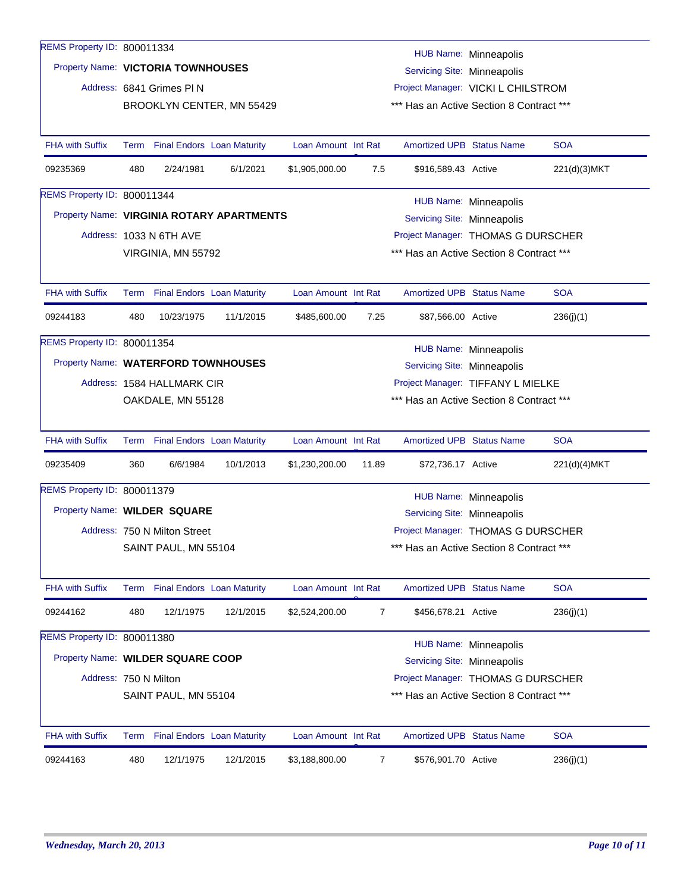REMS Property ID: 800011334

Property Name: **VICTORIA TOWNHOUSES**

Address: 6841 Grimes Pl N
BROOKLYN CENTER, MN 55429

HUB Name: Minneapolis
Servicing Site: Minneapolis
Project Manager: VICKI L CHILSTROM
*** Has an Active Section 8 Contract ***

| FHA with Suffix | Term | Final Endors | Loan Maturity | Loan Amount | Int Rat | Amortized UPB | Status Name | SOA |
|---|---|---|---|---|---|---|---|---|
| 09235369 | 480 | 2/24/1981 | 6/1/2021 | $1,905,000.00 | 7.5 | $916,589.43 | Active | 221(d)(3)MKT |

REMS Property ID: 800011344

Property Name: **VIRGINIA ROTARY APARTMENTS**

Address: 1033 N 6TH AVE
VIRGINIA, MN 55792

HUB Name: Minneapolis
Servicing Site: Minneapolis
Project Manager: THOMAS G DURSCHER
*** Has an Active Section 8 Contract ***

| FHA with Suffix | Term | Final Endors | Loan Maturity | Loan Amount | Int Rat | Amortized UPB | Status Name | SOA |
|---|---|---|---|---|---|---|---|---|
| 09244183 | 480 | 10/23/1975 | 11/1/2015 | $485,600.00 | 7.25 | $87,566.00 | Active | 236(j)(1) |

REMS Property ID: 800011354

Property Name: **WATERFORD TOWNHOUSES**

Address: 1584 HALLMARK CIR
OAKDALE, MN 55128

HUB Name: Minneapolis
Servicing Site: Minneapolis
Project Manager: TIFFANY L MIELKE
*** Has an Active Section 8 Contract ***

| FHA with Suffix | Term | Final Endors | Loan Maturity | Loan Amount | Int Rat | Amortized UPB | Status Name | SOA |
|---|---|---|---|---|---|---|---|---|
| 09235409 | 360 | 6/6/1984 | 10/1/2013 | $1,230,200.00 | 11.89 | $72,736.17 | Active | 221(d)(4)MKT |

REMS Property ID: 800011379

Property Name: **WILDER SQUARE**

Address: 750 N Milton Street
SAINT PAUL, MN 55104

HUB Name: Minneapolis
Servicing Site: Minneapolis
Project Manager: THOMAS G DURSCHER
*** Has an Active Section 8 Contract ***

| FHA with Suffix | Term | Final Endors | Loan Maturity | Loan Amount | Int Rat | Amortized UPB | Status Name | SOA |
|---|---|---|---|---|---|---|---|---|
| 09244162 | 480 | 12/1/1975 | 12/1/2015 | $2,524,200.00 | 7 | $456,678.21 | Active | 236(j)(1) |

REMS Property ID: 800011380

Property Name: **WILDER SQUARE COOP**

Address: 750 N Milton
SAINT PAUL, MN 55104

HUB Name: Minneapolis
Servicing Site: Minneapolis
Project Manager: THOMAS G DURSCHER
*** Has an Active Section 8 Contract ***

| FHA with Suffix | Term | Final Endors | Loan Maturity | Loan Amount | Int Rat | Amortized UPB | Status Name | SOA |
|---|---|---|---|---|---|---|---|---|
| 09244163 | 480 | 12/1/1975 | 12/1/2015 | $3,188,800.00 | 7 | $576,901.70 | Active | 236(j)(1) |

*Wednesday, March 20, 2013*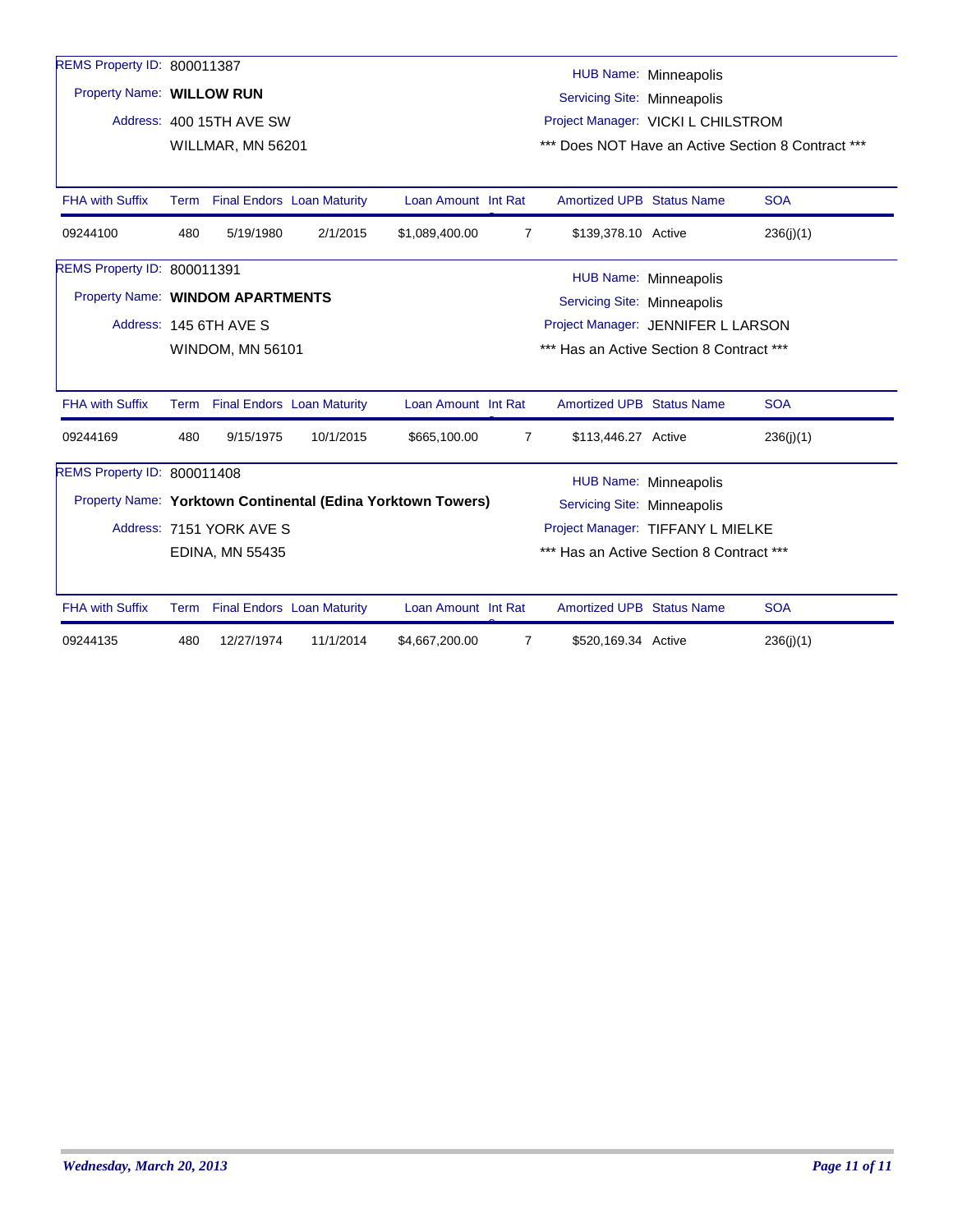REMS Property ID: 800011387

Property Name: **WILLOW RUN**

Address: 400 15TH AVE SW
WILLMAR, MN 56201

HUB Name: Minneapolis
Servicing Site: Minneapolis
Project Manager: VICKI L CHILSTROM
*** Does NOT Have an Active Section 8 Contract ***

| FHA with Suffix | Term | Final Endors | Loan Maturity | Loan Amount | Int Rate | Amortized UPB | Status Name | SOA |
|---|---|---|---|---|---|---|---|---|
| 09244100 | 480 | 5/19/1980 | 2/1/2015 | $1,089,400.00 | 7 | $139,378.10 | Active | 236(j)(1) |

REMS Property ID: 800011391

Property Name: **WINDOM APARTMENTS**

Address: 145 6TH AVE S
WINDOM, MN 56101

HUB Name: Minneapolis
Servicing Site: Minneapolis
Project Manager: JENNIFER L LARSON
*** Has an Active Section 8 Contract ***

| FHA with Suffix | Term | Final Endors | Loan Maturity | Loan Amount | Int Rate | Amortized UPB | Status Name | SOA |
|---|---|---|---|---|---|---|---|---|
| 09244169 | 480 | 9/15/1975 | 10/1/2015 | $665,100.00 | 7 | $113,446.27 | Active | 236(j)(1) |

REMS Property ID: 800011408

Property Name: **Yorktown Continental (Edina Yorktown Towers)**

Address: 7151 YORK AVE S
EDINA, MN 55435

HUB Name: Minneapolis
Servicing Site: Minneapolis
Project Manager: TIFFANY L MIELKE
*** Has an Active Section 8 Contract ***

| FHA with Suffix | Term | Final Endors | Loan Maturity | Loan Amount | Int Rate | Amortized UPB | Status Name | SOA |
|---|---|---|---|---|---|---|---|---|
| 09244135 | 480 | 12/27/1974 | 11/1/2014 | $4,667,200.00 | 7 | $520,169.34 | Active | 236(j)(1) |

*Wednesday, March 20, 2013*